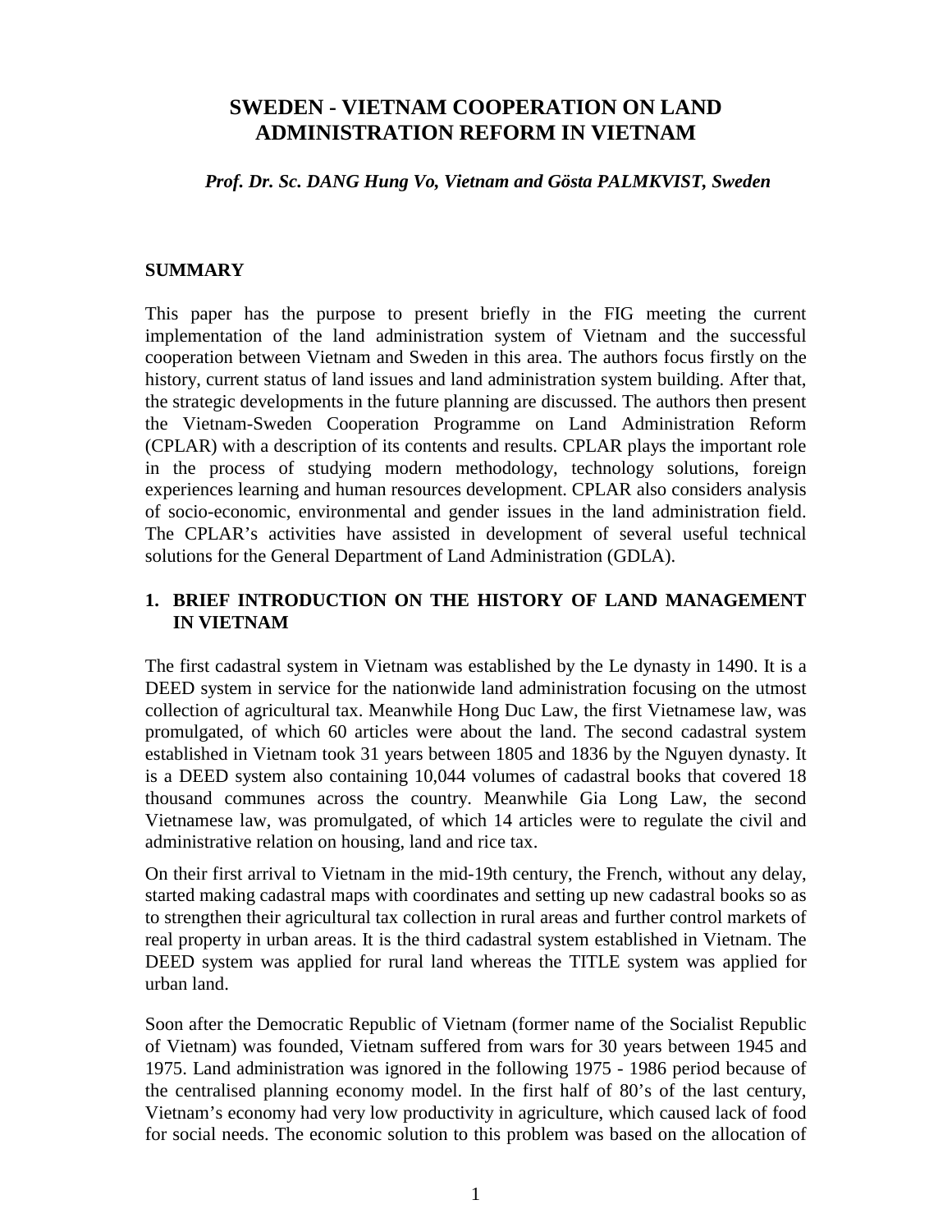# SWEDEN - VIETNAM COOPERATION ON LAND ADMINISTRATION REFORM IN VIETNAM

***Prof. Dr. Sc. DANG Hung Vo, Vietnam and Gösta PALMKVIST, Sweden***

## SUMMARY

This paper has the purpose to present briefly in the FIG meeting the current implementation of the land administration system of Vietnam and the successful cooperation between Vietnam and Sweden in this area. The authors focus firstly on the history, current status of land issues and land administration system building. After that, the strategic developments in the future planning are discussed. The authors then present the Vietnam-Sweden Cooperation Programme on Land Administration Reform (CPLAR) with a description of its contents and results. CPLAR plays the important role in the process of studying modern methodology, technology solutions, foreign experiences learning and human resources development. CPLAR also considers analysis of socio-economic, environmental and gender issues in the land administration field. The CPLAR's activities have assisted in development of several useful technical solutions for the General Department of Land Administration (GDLA).

## 1. BRIEF INTRODUCTION ON THE HISTORY OF LAND MANAGEMENT IN VIETNAM

The first cadastral system in Vietnam was established by the Le dynasty in 1490. It is a DEED system in service for the nationwide land administration focusing on the utmost collection of agricultural tax. Meanwhile Hong Duc Law, the first Vietnamese law, was promulgated, of which 60 articles were about the land. The second cadastral system established in Vietnam took 31 years between 1805 and 1836 by the Nguyen dynasty. It is a DEED system also containing 10,044 volumes of cadastral books that covered 18 thousand communes across the country. Meanwhile Gia Long Law, the second Vietnamese law, was promulgated, of which 14 articles were to regulate the civil and administrative relation on housing, land and rice tax.

On their first arrival to Vietnam in the mid-19th century, the French, without any delay, started making cadastral maps with coordinates and setting up new cadastral books so as to strengthen their agricultural tax collection in rural areas and further control markets of real property in urban areas. It is the third cadastral system established in Vietnam. The DEED system was applied for rural land whereas the TITLE system was applied for urban land.

Soon after the Democratic Republic of Vietnam (former name of the Socialist Republic of Vietnam) was founded, Vietnam suffered from wars for 30 years between 1945 and 1975. Land administration was ignored in the following 1975 - 1986 period because of the centralised planning economy model. In the first half of 80's of the last century, Vietnam's economy had very low productivity in agriculture, which caused lack of food for social needs. The economic solution to this problem was based on the allocation of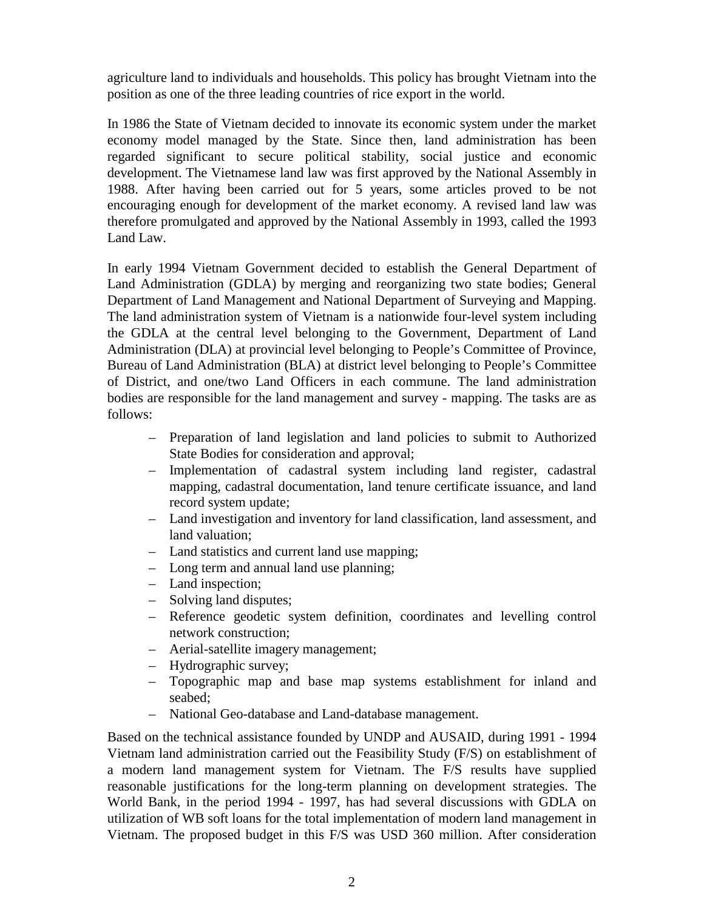agriculture land to individuals and households. This policy has brought Vietnam into the position as one of the three leading countries of rice export in the world.

In 1986 the State of Vietnam decided to innovate its economic system under the market economy model managed by the State. Since then, land administration has been regarded significant to secure political stability, social justice and economic development. The Vietnamese land law was first approved by the National Assembly in 1988. After having been carried out for 5 years, some articles proved to be not encouraging enough for development of the market economy. A revised land law was therefore promulgated and approved by the National Assembly in 1993, called the 1993 Land Law.

In early 1994 Vietnam Government decided to establish the General Department of Land Administration (GDLA) by merging and reorganizing two state bodies; General Department of Land Management and National Department of Surveying and Mapping. The land administration system of Vietnam is a nationwide four-level system including the GDLA at the central level belonging to the Government, Department of Land Administration (DLA) at provincial level belonging to People's Committee of Province, Bureau of Land Administration (BLA) at district level belonging to People's Committee of District, and one/two Land Officers in each commune. The land administration bodies are responsible for the land management and survey - mapping. The tasks are as follows:

- Preparation of land legislation and land policies to submit to Authorized State Bodies for consideration and approval;
- Implementation of cadastral system including land register, cadastral mapping, cadastral documentation, land tenure certificate issuance, and land record system update;
- Land investigation and inventory for land classification, land assessment, and land valuation;
- Land statistics and current land use mapping;
- Long term and annual land use planning;
- Land inspection;
- Solving land disputes;
- Reference geodetic system definition, coordinates and levelling control network construction;
- Aerial-satellite imagery management;
- Hydrographic survey;
- Topographic map and base map systems establishment for inland and seabed;
- National Geo-database and Land-database management.

Based on the technical assistance founded by UNDP and AUSAID, during 1991 - 1994 Vietnam land administration carried out the Feasibility Study (F/S) on establishment of a modern land management system for Vietnam. The F/S results have supplied reasonable justifications for the long-term planning on development strategies. The World Bank, in the period 1994 - 1997, has had several discussions with GDLA on utilization of WB soft loans for the total implementation of modern land management in Vietnam. The proposed budget in this F/S was USD 360 million. After consideration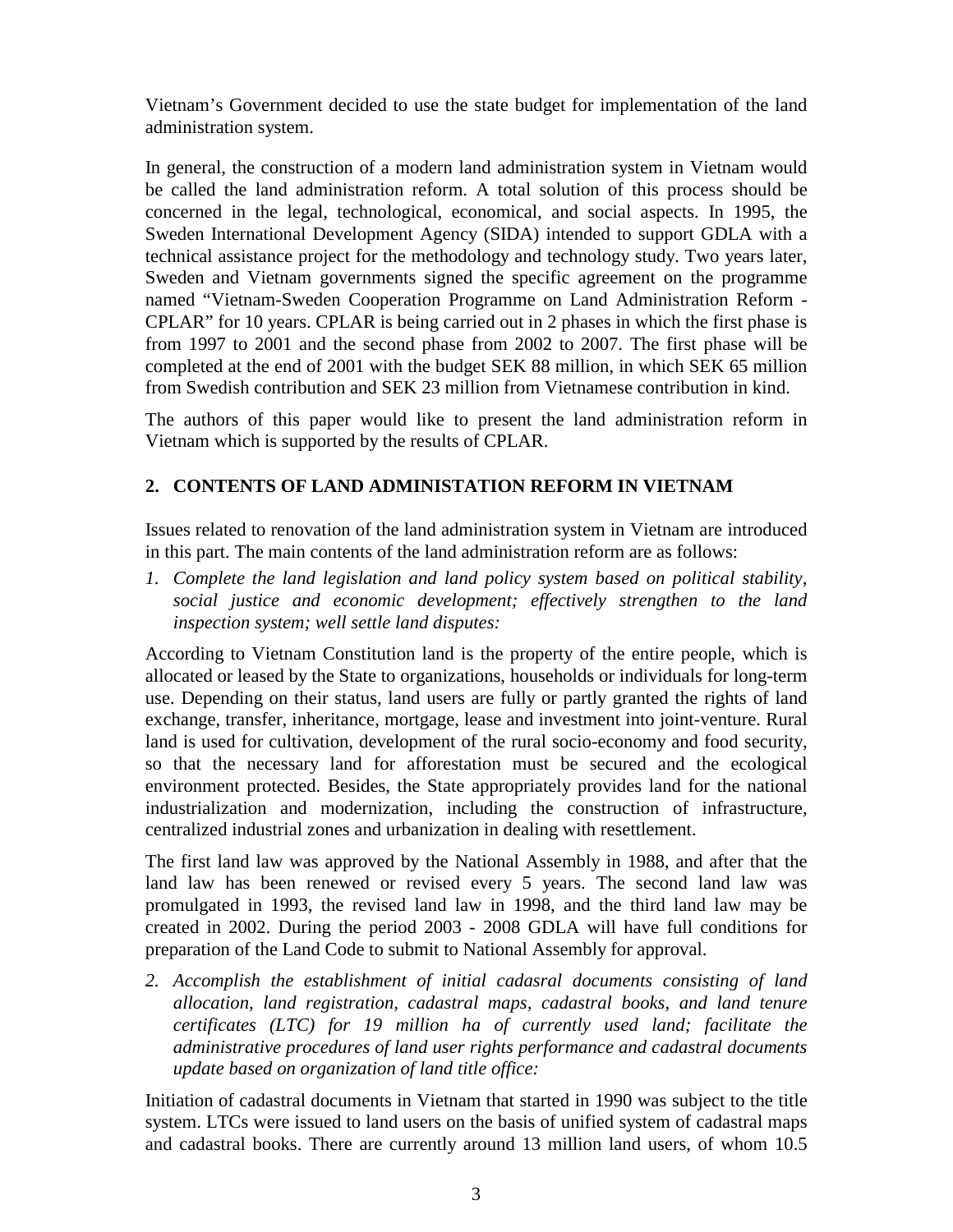Vietnam's Government decided to use the state budget for implementation of the land administration system.

In general, the construction of a modern land administration system in Vietnam would be called the land administration reform. A total solution of this process should be concerned in the legal, technological, economical, and social aspects. In 1995, the Sweden International Development Agency (SIDA) intended to support GDLA with a technical assistance project for the methodology and technology study. Two years later, Sweden and Vietnam governments signed the specific agreement on the programme named "Vietnam-Sweden Cooperation Programme on Land Administration Reform - CPLAR" for 10 years. CPLAR is being carried out in 2 phases in which the first phase is from 1997 to 2001 and the second phase from 2002 to 2007. The first phase will be completed at the end of 2001 with the budget SEK 88 million, in which SEK 65 million from Swedish contribution and SEK 23 million from Vietnamese contribution in kind.

The authors of this paper would like to present the land administration reform in Vietnam which is supported by the results of CPLAR.

## 2. CONTENTS OF LAND ADMINISTATION REFORM IN VIETNAM

Issues related to renovation of the land administration system in Vietnam are introduced in this part. The main contents of the land administration reform are as follows:

1. *Complete the land legislation and land policy system based on political stability, social justice and economic development; effectively strengthen to the land inspection system; well settle land disputes:*

According to Vietnam Constitution land is the property of the entire people, which is allocated or leased by the State to organizations, households or individuals for long-term use. Depending on their status, land users are fully or partly granted the rights of land exchange, transfer, inheritance, mortgage, lease and investment into joint-venture. Rural land is used for cultivation, development of the rural socio-economy and food security, so that the necessary land for afforestation must be secured and the ecological environment protected. Besides, the State appropriately provides land for the national industrialization and modernization, including the construction of infrastructure, centralized industrial zones and urbanization in dealing with resettlement.

The first land law was approved by the National Assembly in 1988, and after that the land law has been renewed or revised every 5 years. The second land law was promulgated in 1993, the revised land law in 1998, and the third land law may be created in 2002. During the period 2003 - 2008 GDLA will have full conditions for preparation of the Land Code to submit to National Assembly for approval.

2. *Accomplish the establishment of initial cadasral documents consisting of land allocation, land registration, cadastral maps, cadastral books, and land tenure certificates (LTC) for 19 million ha of currently used land; facilitate the administrative procedures of land user rights performance and cadastral documents update based on organization of land title office:*

Initiation of cadastral documents in Vietnam that started in 1990 was subject to the title system. LTCs were issued to land users on the basis of unified system of cadastral maps and cadastral books. There are currently around 13 million land users, of whom 10.5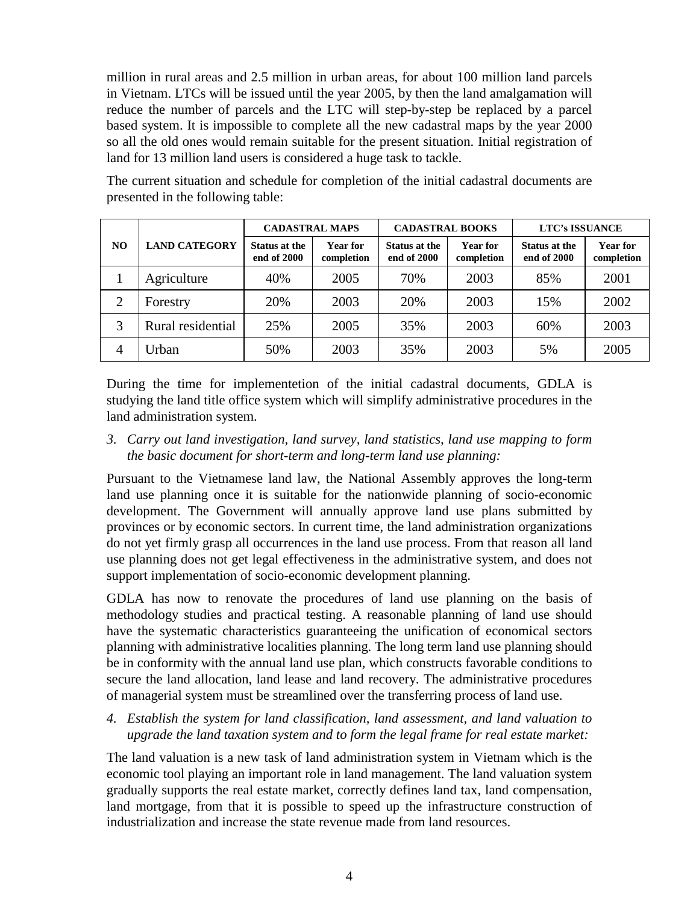million in rural areas and 2.5 million in urban areas, for about 100 million land parcels in Vietnam. LTCs will be issued until the year 2005, by then the land amalgamation will reduce the number of parcels and the LTC will step-by-step be replaced by a parcel based system. It is impossible to complete all the new cadastral maps by the year 2000 so all the old ones would remain suitable for the present situation. Initial registration of land for 13 million land users is considered a huge task to tackle.

The current situation and schedule for completion of the initial cadastral documents are presented in the following table:

| NO | LAND CATEGORY | CADASTRAL MAPS | | CADASTRAL BOOKS | | LTC's ISSUANCE | |
|---|---|---|---|---|---|---|---|
| | | Status at the end of 2000 | Year for completion | Status at the end of 2000 | Year for completion | Status at the end of 2000 | Year for completion |
| 1 | Agriculture | 40% | 2005 | 70% | 2003 | 85% | 2001 |
| 2 | Forestry | 20% | 2003 | 20% | 2003 | 15% | 2002 |
| 3 | Rural residential | 25% | 2005 | 35% | 2003 | 60% | 2003 |
| 4 | Urban | 50% | 2003 | 35% | 2003 | 5% | 2005 |

During the time for implementetion of the initial cadastral documents, GDLA is studying the land title office system which will simplify administrative procedures in the land administration system.

3. *Carry out land investigation, land survey, land statistics, land use mapping to form the basic document for short-term and long-term land use planning:*

Pursuant to the Vietnamese land law, the National Assembly approves the long-term land use planning once it is suitable for the nationwide planning of socio-economic development. The Government will annually approve land use plans submitted by provinces or by economic sectors. In current time, the land administration organizations do not yet firmly grasp all occurrences in the land use process. From that reason all land use planning does not get legal effectiveness in the administrative system, and does not support implementation of socio-economic development planning.

GDLA has now to renovate the procedures of land use planning on the basis of methodology studies and practical testing. A reasonable planning of land use should have the systematic characteristics guaranteeing the unification of economical sectors planning with administrative localities planning. The long term land use planning should be in conformity with the annual land use plan, which constructs favorable conditions to secure the land allocation, land lease and land recovery. The administrative procedures of managerial system must be streamlined over the transferring process of land use.

4. *Establish the system for land classification, land assessment, and land valuation to upgrade the land taxation system and to form the legal frame for real estate market:*

The land valuation is a new task of land administration system in Vietnam which is the economic tool playing an important role in land management. The land valuation system gradually supports the real estate market, correctly defines land tax, land compensation, land mortgage, from that it is possible to speed up the infrastructure construction of industrialization and increase the state revenue made from land resources.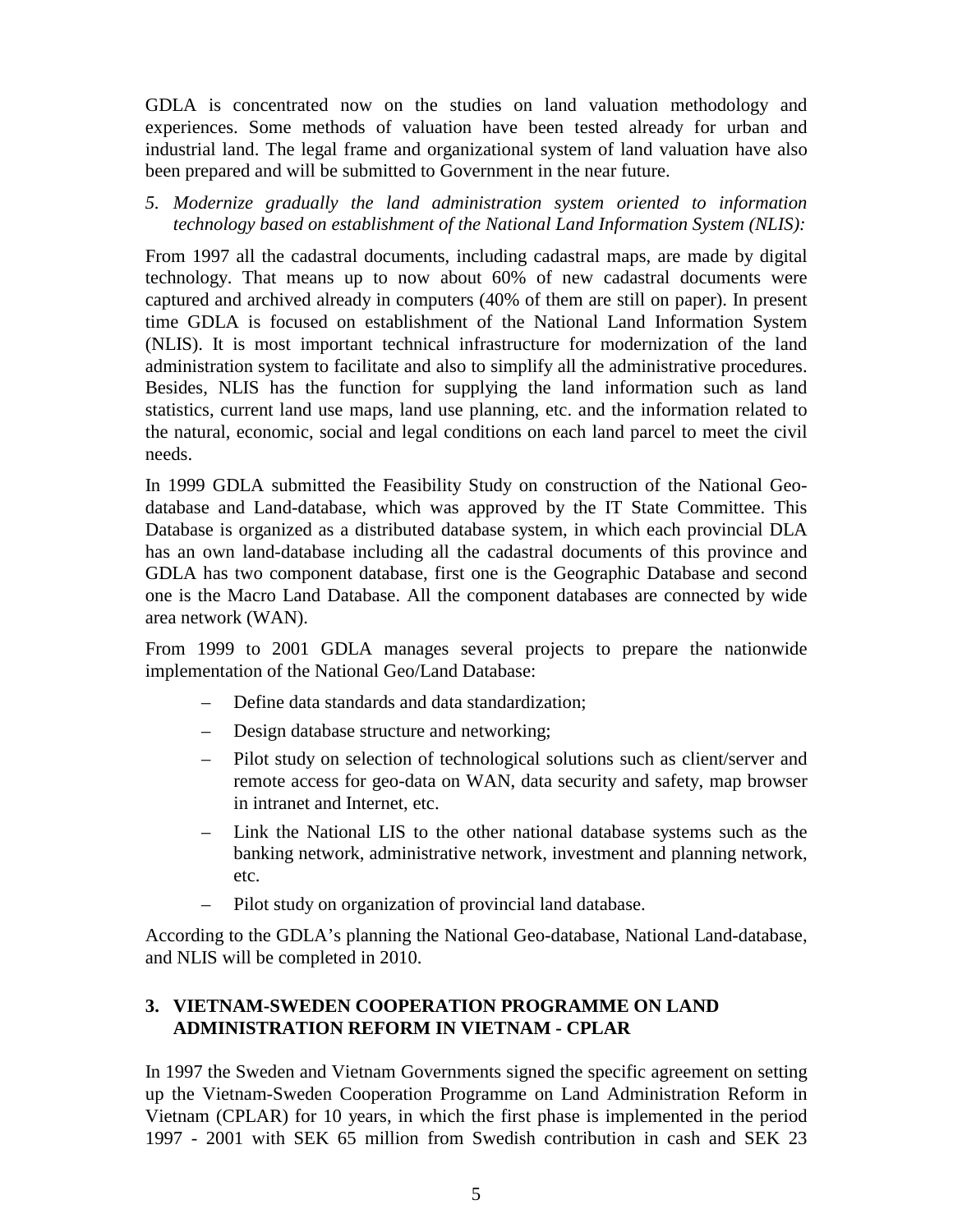GDLA is concentrated now on the studies on land valuation methodology and experiences. Some methods of valuation have been tested already for urban and industrial land. The legal frame and organizational system of land valuation have also been prepared and will be submitted to Government in the near future.

5. *Modernize gradually the land administration system oriented to information technology based on establishment of the National Land Information System (NLIS):*

From 1997 all the cadastral documents, including cadastral maps, are made by digital technology. That means up to now about 60% of new cadastral documents were captured and archived already in computers (40% of them are still on paper). In present time GDLA is focused on establishment of the National Land Information System (NLIS). It is most important technical infrastructure for modernization of the land administration system to facilitate and also to simplify all the administrative procedures. Besides, NLIS has the function for supplying the land information such as land statistics, current land use maps, land use planning, etc. and the information related to the natural, economic, social and legal conditions on each land parcel to meet the civil needs.

In 1999 GDLA submitted the Feasibility Study on construction of the National Geo-database and Land-database, which was approved by the IT State Committee. This Database is organized as a distributed database system, in which each provincial DLA has an own land-database including all the cadastral documents of this province and GDLA has two component database, first one is the Geographic Database and second one is the Macro Land Database. All the component databases are connected by wide area network (WAN).

From 1999 to 2001 GDLA manages several projects to prepare the nationwide implementation of the National Geo/Land Database:

- Define data standards and data standardization;
- Design database structure and networking;
- Pilot study on selection of technological solutions such as client/server and remote access for geo-data on WAN, data security and safety, map browser in intranet and Internet, etc.
- Link the National LIS to the other national database systems such as the banking network, administrative network, investment and planning network, etc.
- Pilot study on organization of provincial land database.

According to the GDLA's planning the National Geo-database, National Land-database, and NLIS will be completed in 2010.

## 3. VIETNAM-SWEDEN COOPERATION PROGRAMME ON LAND ADMINISTRATION REFORM IN VIETNAM - CPLAR

In 1997 the Sweden and Vietnam Governments signed the specific agreement on setting up the Vietnam-Sweden Cooperation Programme on Land Administration Reform in Vietnam (CPLAR) for 10 years, in which the first phase is implemented in the period 1997 - 2001 with SEK 65 million from Swedish contribution in cash and SEK 23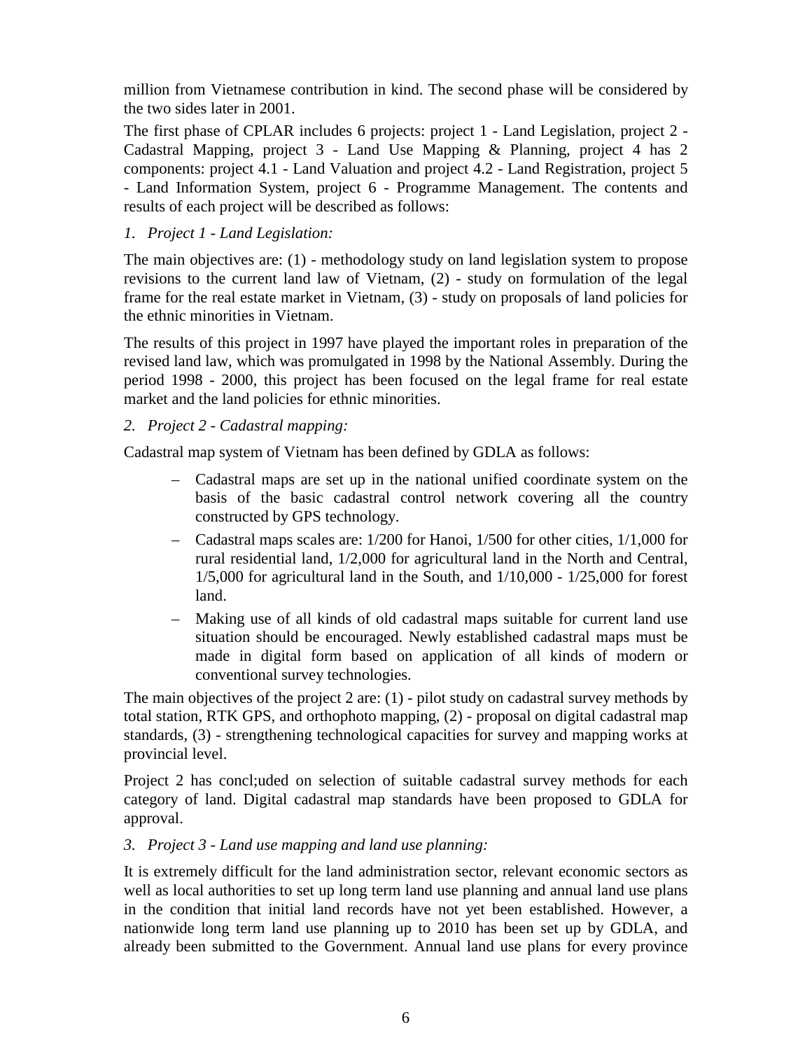million from Vietnamese contribution in kind. The second phase will be considered by the two sides later in 2001.

The first phase of CPLAR includes 6 projects: project 1 - Land Legislation, project 2 - Cadastral Mapping, project 3 - Land Use Mapping & Planning, project 4 has 2 components: project 4.1 - Land Valuation and project 4.2 - Land Registration, project 5 - Land Information System, project 6 - Programme Management. The contents and results of each project will be described as follows:

*1. Project 1 - Land Legislation:*

The main objectives are: (1) - methodology study on land legislation system to propose revisions to the current land law of Vietnam, (2) - study on formulation of the legal frame for the real estate market in Vietnam, (3) - study on proposals of land policies for the ethnic minorities in Vietnam.

The results of this project in 1997 have played the important roles in preparation of the revised land law, which was promulgated in 1998 by the National Assembly. During the period 1998 - 2000, this project has been focused on the legal frame for real estate market and the land policies for ethnic minorities.

*2. Project 2 - Cadastral mapping:*

Cadastral map system of Vietnam has been defined by GDLA as follows:

- Cadastral maps are set up in the national unified coordinate system on the basis of the basic cadastral control network covering all the country constructed by GPS technology.
- Cadastral maps scales are: 1/200 for Hanoi, 1/500 for other cities, 1/1,000 for rural residential land, 1/2,000 for agricultural land in the North and Central, 1/5,000 for agricultural land in the South, and 1/10,000 - 1/25,000 for forest land.
- Making use of all kinds of old cadastral maps suitable for current land use situation should be encouraged. Newly established cadastral maps must be made in digital form based on application of all kinds of modern or conventional survey technologies.

The main objectives of the project 2 are: (1) - pilot study on cadastral survey methods by total station, RTK GPS, and orthophoto mapping, (2) - proposal on digital cadastral map standards, (3) - strengthening technological capacities for survey and mapping works at provincial level.

Project 2 has concl;uded on selection of suitable cadastral survey methods for each category of land. Digital cadastral map standards have been proposed to GDLA for approval.

*3. Project 3 - Land use mapping and land use planning:*

It is extremely difficult for the land administration sector, relevant economic sectors as well as local authorities to set up long term land use planning and annual land use plans in the condition that initial land records have not yet been established. However, a nationwide long term land use planning up to 2010 has been set up by GDLA, and already been submitted to the Government. Annual land use plans for every province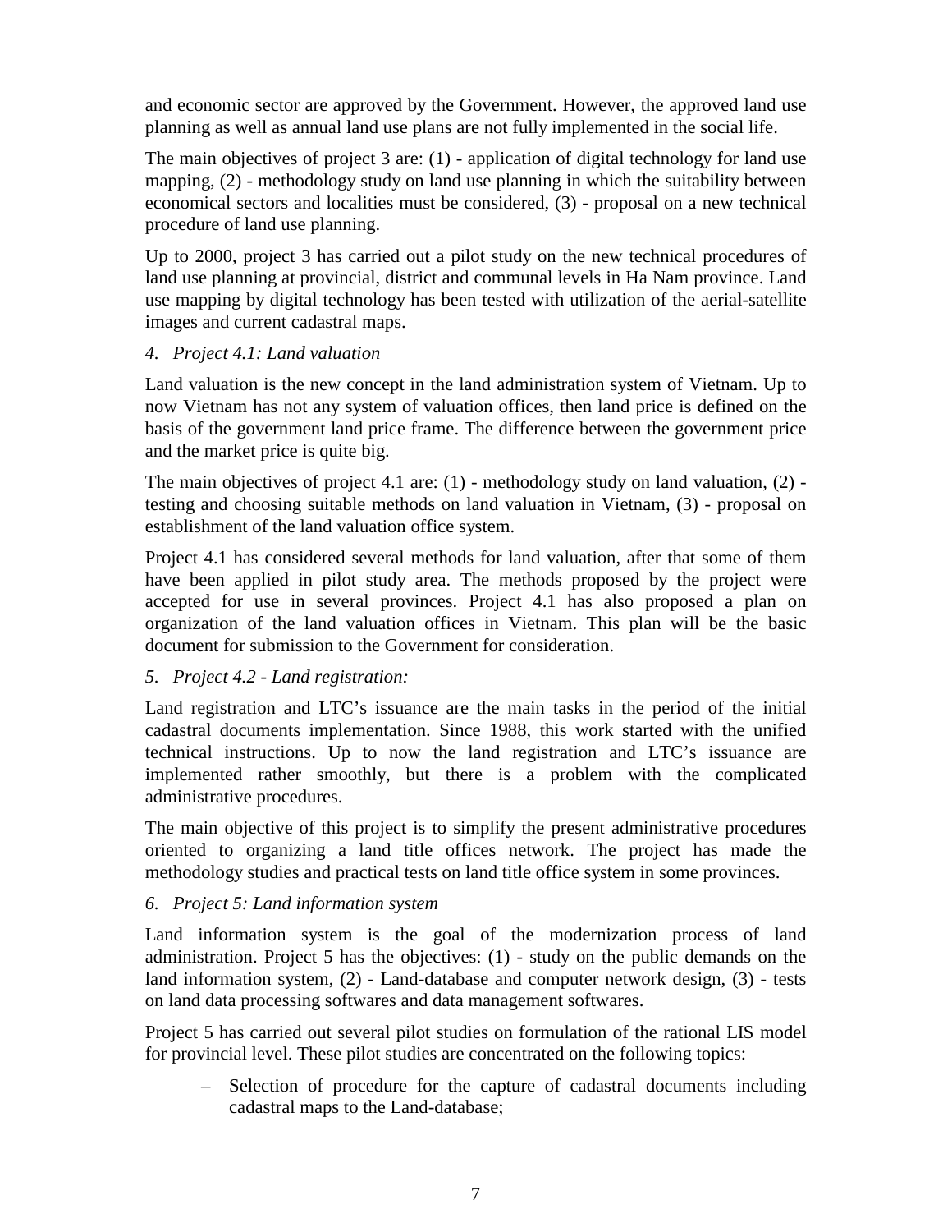and economic sector are approved by the Government. However, the approved land use planning as well as annual land use plans are not fully implemented in the social life.

The main objectives of project 3 are: (1) - application of digital technology for land use mapping, (2) - methodology study on land use planning in which the suitability between economical sectors and localities must be considered, (3) - proposal on a new technical procedure of land use planning.

Up to 2000, project 3 has carried out a pilot study on the new technical procedures of land use planning at provincial, district and communal levels in Ha Nam province. Land use mapping by digital technology has been tested with utilization of the aerial-satellite images and current cadastral maps.

4. *Project 4.1: Land valuation*

Land valuation is the new concept in the land administration system of Vietnam. Up to now Vietnam has not any system of valuation offices, then land price is defined on the basis of the government land price frame. The difference between the government price and the market price is quite big.

The main objectives of project 4.1 are: (1) - methodology study on land valuation, (2) - testing and choosing suitable methods on land valuation in Vietnam, (3) - proposal on establishment of the land valuation office system.

Project 4.1 has considered several methods for land valuation, after that some of them have been applied in pilot study area. The methods proposed by the project were accepted for use in several provinces. Project 4.1 has also proposed a plan on organization of the land valuation offices in Vietnam. This plan will be the basic document for submission to the Government for consideration.

5. *Project 4.2 - Land registration:*

Land registration and LTC's issuance are the main tasks in the period of the initial cadastral documents implementation. Since 1988, this work started with the unified technical instructions. Up to now the land registration and LTC's issuance are implemented rather smoothly, but there is a problem with the complicated administrative procedures.

The main objective of this project is to simplify the present administrative procedures oriented to organizing a land title offices network. The project has made the methodology studies and practical tests on land title office system in some provinces.

6. *Project 5: Land information system*

Land information system is the goal of the modernization process of land administration. Project 5 has the objectives: (1) - study on the public demands on the land information system, (2) - Land-database and computer network design, (3) - tests on land data processing softwares and data management softwares.

Project 5 has carried out several pilot studies on formulation of the rational LIS model for provincial level. These pilot studies are concentrated on the following topics:

– Selection of procedure for the capture of cadastral documents including cadastral maps to the Land-database;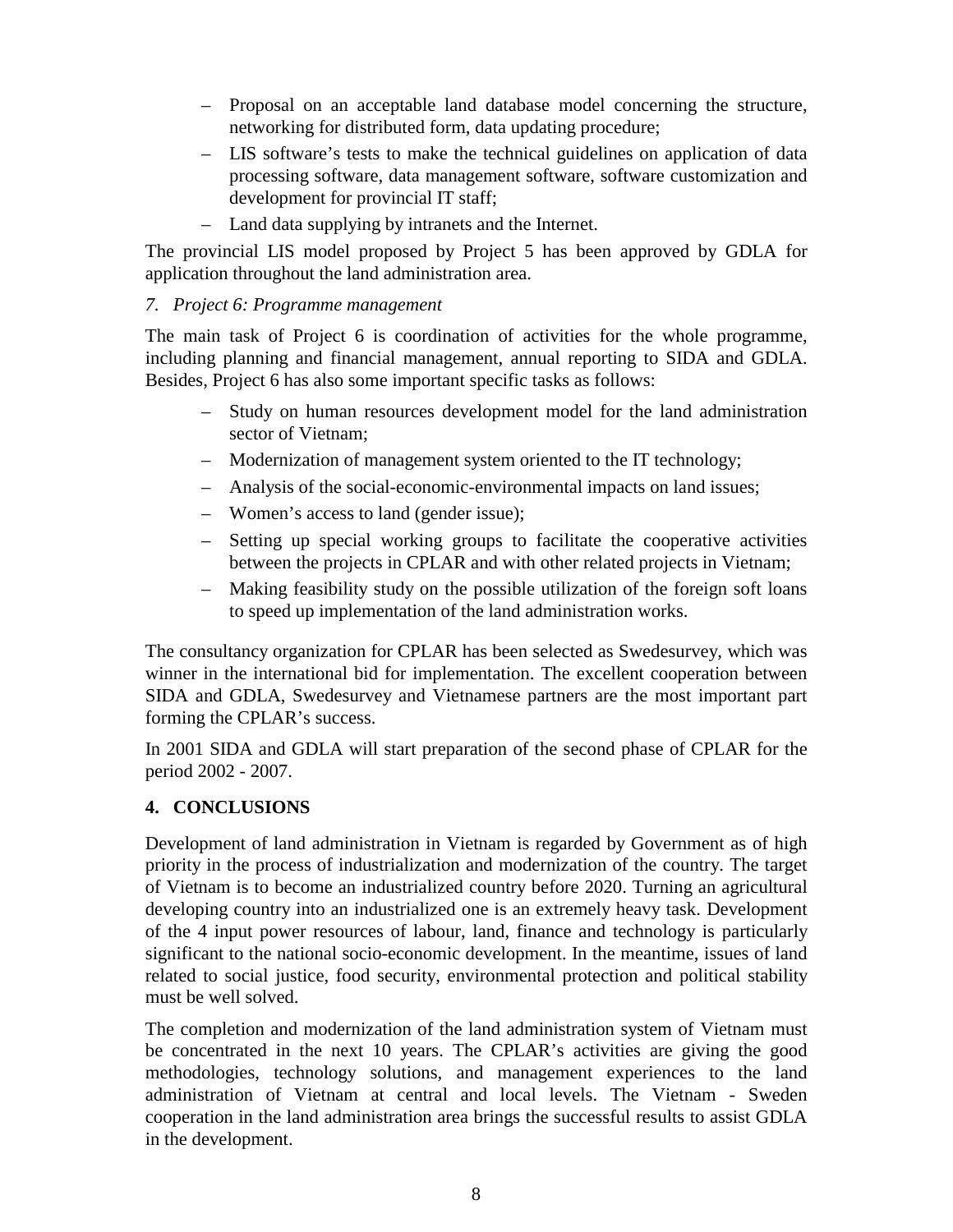- Proposal on an acceptable land database model concerning the structure, networking for distributed form, data updating procedure;
- LIS software's tests to make the technical guidelines on application of data processing software, data management software, software customization and development for provincial IT staff;
- Land data supplying by intranets and the Internet.

The provincial LIS model proposed by Project 5 has been approved by GDLA for application throughout the land administration area.

*7. Project 6: Programme management*

The main task of Project 6 is coordination of activities for the whole programme, including planning and financial management, annual reporting to SIDA and GDLA. Besides, Project 6 has also some important specific tasks as follows:

- Study on human resources development model for the land administration sector of Vietnam;
- Modernization of management system oriented to the IT technology;
- Analysis of the social-economic-environmental impacts on land issues;
- Women's access to land (gender issue);
- Setting up special working groups to facilitate the cooperative activities between the projects in CPLAR and with other related projects in Vietnam;
- Making feasibility study on the possible utilization of the foreign soft loans to speed up implementation of the land administration works.

The consultancy organization for CPLAR has been selected as Swedesurvey, which was winner in the international bid for implementation. The excellent cooperation between SIDA and GDLA, Swedesurvey and Vietnamese partners are the most important part forming the CPLAR's success.

In 2001 SIDA and GDLA will start preparation of the second phase of CPLAR for the period 2002 - 2007.

## 4. CONCLUSIONS

Development of land administration in Vietnam is regarded by Government as of high priority in the process of industrialization and modernization of the country. The target of Vietnam is to become an industrialized country before 2020. Turning an agricultural developing country into an industrialized one is an extremely heavy task. Development of the 4 input power resources of labour, land, finance and technology is particularly significant to the national socio-economic development. In the meantime, issues of land related to social justice, food security, environmental protection and political stability must be well solved.

The completion and modernization of the land administration system of Vietnam must be concentrated in the next 10 years. The CPLAR's activities are giving the good methodologies, technology solutions, and management experiences to the land administration of Vietnam at central and local levels. The Vietnam - Sweden cooperation in the land administration area brings the successful results to assist GDLA in the development.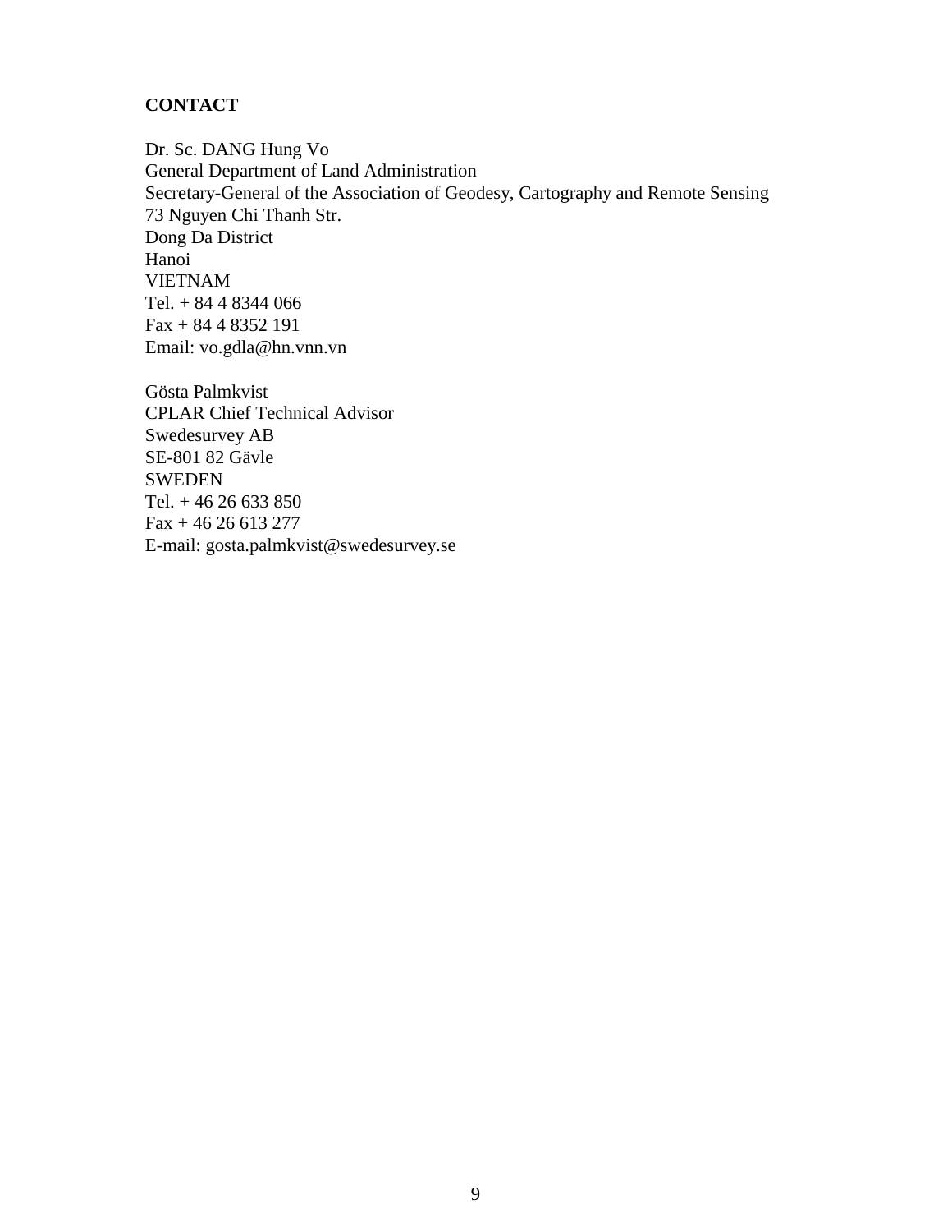**CONTACT**

Dr. Sc. DANG Hung Vo  
General Department of Land Administration  
Secretary-General of the Association of Geodesy, Cartography and Remote Sensing  
73 Nguyen Chi Thanh Str.  
Dong Da District  
Hanoi  
VIETNAM  
Tel. + 84 4 8344 066  
Fax + 84 4 8352 191  
Email: vo.gdla@hn.vnn.vn

Gösta Palmkvist  
CPLAR Chief Technical Advisor  
Swedesurvey AB  
SE-801 82 Gävle  
SWEDEN  
Tel. + 46 26 633 850  
Fax + 46 26 613 277  
E-mail: gosta.palmkvist@swedesurvey.se